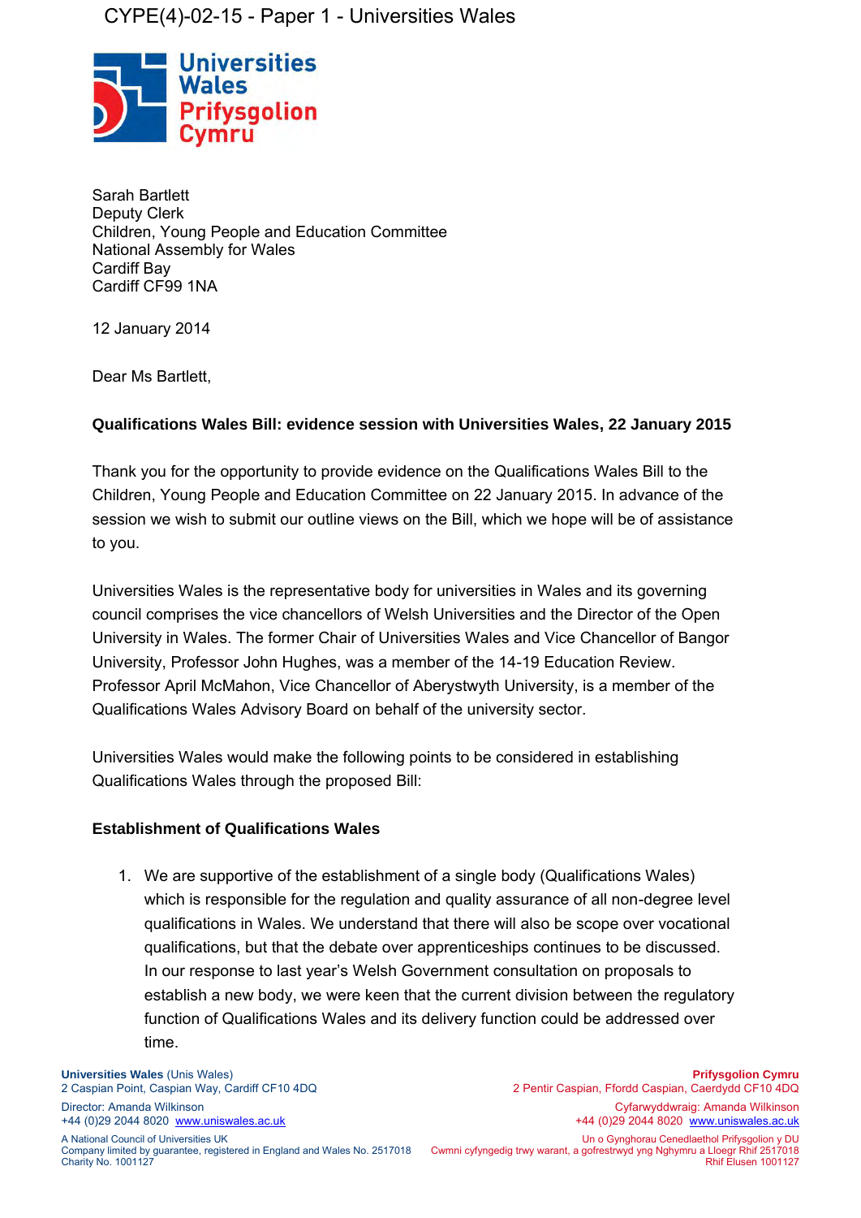CYPE(4)-02-15 - Paper 1 - Universities Wales

Universities Wales
Prifysgolion Cymru

Sarah Bartlett
Deputy Clerk
Children, Young People and Education Committee
National Assembly for Wales
Cardiff Bay
Cardiff CF99 1NA

12 January 2014

Dear Ms Bartlett,

**Qualifications Wales Bill: evidence session with Universities Wales, 22 January 2015**

Thank you for the opportunity to provide evidence on the Qualifications Wales Bill to the Children, Young People and Education Committee on 22 January 2015. In advance of the session we wish to submit our outline views on the Bill, which we hope will be of assistance to you.

Universities Wales is the representative body for universities in Wales and its governing council comprises the vice chancellors of Welsh Universities and the Director of the Open University in Wales. The former Chair of Universities Wales and Vice Chancellor of Bangor University, Professor John Hughes, was a member of the 14-19 Education Review. Professor April McMahon, Vice Chancellor of Aberystwyth University, is a member of the Qualifications Wales Advisory Board on behalf of the university sector.

Universities Wales would make the following points to be considered in establishing Qualifications Wales through the proposed Bill:

**Establishment of Qualifications Wales**

1. We are supportive of the establishment of a single body (Qualifications Wales) which is responsible for the regulation and quality assurance of all non-degree level qualifications in Wales. We understand that there will also be scope over vocational qualifications, but that the debate over apprenticeships continues to be discussed. In our response to last year's Welsh Government consultation on proposals to establish a new body, we were keen that the current division between the regulatory function of Qualifications Wales and its delivery function could be addressed over time.

Universities Wales (Unis Wales)
2 Caspian Point, Caspian Way, Cardiff CF10 4DQ
Director: Amanda Wilkinson
+44 (0)29 2044 8020 www.uniswales.ac.uk
A National Council of Universities UK
Company limited by guarantee, registered in England and Wales No. 2517018
Charity No. 1001127

Prifysgolion Cymru
2 Pentir Caspian, Ffordd Caspian, Caerdydd CF10 4DQ
Cyfarwyddwraig: Amanda Wilkinson
+44 (0)29 2044 8020 www.uniswales.ac.uk
Un o Gynghorau Cenedlaethol Prifysgolion y DU
Cwmni cyfyngedig trwy warant, a gofrestrwyd yng Nghymru a Lloegr Rhif 2517018
Rhif Elusen 1001127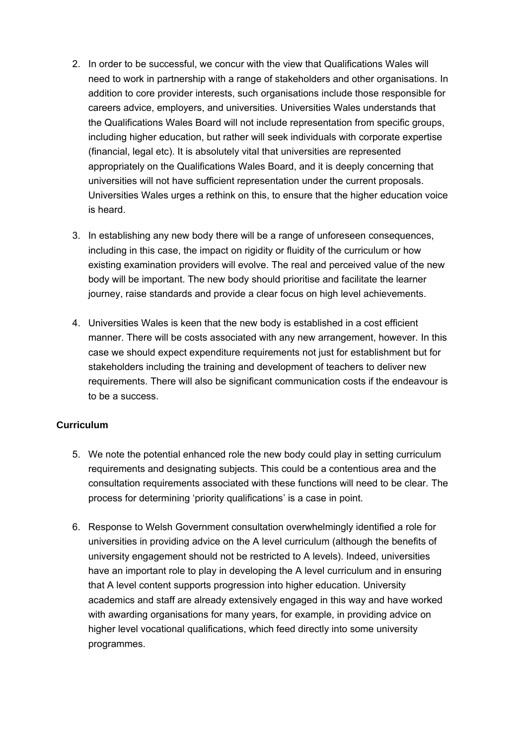2. In order to be successful, we concur with the view that Qualifications Wales will need to work in partnership with a range of stakeholders and other organisations. In addition to core provider interests, such organisations include those responsible for careers advice, employers, and universities. Universities Wales understands that the Qualifications Wales Board will not include representation from specific groups, including higher education, but rather will seek individuals with corporate expertise (financial, legal etc). It is absolutely vital that universities are represented appropriately on the Qualifications Wales Board, and it is deeply concerning that universities will not have sufficient representation under the current proposals. Universities Wales urges a rethink on this, to ensure that the higher education voice is heard.

3. In establishing any new body there will be a range of unforeseen consequences, including in this case, the impact on rigidity or fluidity of the curriculum or how existing examination providers will evolve. The real and perceived value of the new body will be important. The new body should prioritise and facilitate the learner journey, raise standards and provide a clear focus on high level achievements.

4. Universities Wales is keen that the new body is established in a cost efficient manner. There will be costs associated with any new arrangement, however. In this case we should expect expenditure requirements not just for establishment but for stakeholders including the training and development of teachers to deliver new requirements. There will also be significant communication costs if the endeavour is to be a success.

**Curriculum**

5. We note the potential enhanced role the new body could play in setting curriculum requirements and designating subjects. This could be a contentious area and the consultation requirements associated with these functions will need to be clear. The process for determining 'priority qualifications' is a case in point.

6. Response to Welsh Government consultation overwhelmingly identified a role for universities in providing advice on the A level curriculum (although the benefits of university engagement should not be restricted to A levels). Indeed, universities have an important role to play in developing the A level curriculum and in ensuring that A level content supports progression into higher education. University academics and staff are already extensively engaged in this way and have worked with awarding organisations for many years, for example, in providing advice on higher level vocational qualifications, which feed directly into some university programmes.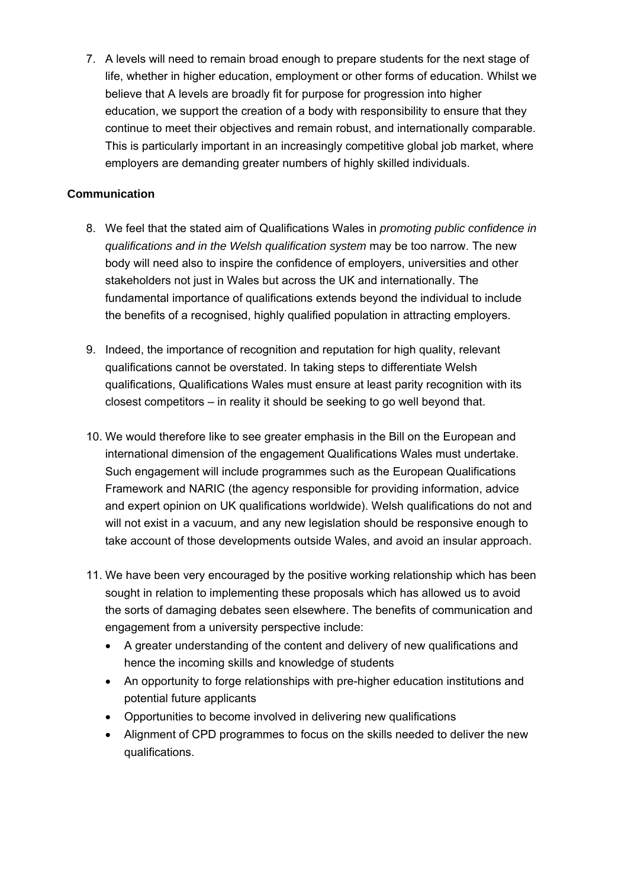7. A levels will need to remain broad enough to prepare students for the next stage of life, whether in higher education, employment or other forms of education. Whilst we believe that A levels are broadly fit for purpose for progression into higher education, we support the creation of a body with responsibility to ensure that they continue to meet their objectives and remain robust, and internationally comparable. This is particularly important in an increasingly competitive global job market, where employers are demanding greater numbers of highly skilled individuals.

**Communication**

8. We feel that the stated aim of Qualifications Wales in *promoting public confidence in qualifications and in the Welsh qualification system* may be too narrow. The new body will need also to inspire the confidence of employers, universities and other stakeholders not just in Wales but across the UK and internationally. The fundamental importance of qualifications extends beyond the individual to include the benefits of a recognised, highly qualified population in attracting employers.

9. Indeed, the importance of recognition and reputation for high quality, relevant qualifications cannot be overstated. In taking steps to differentiate Welsh qualifications, Qualifications Wales must ensure at least parity recognition with its closest competitors – in reality it should be seeking to go well beyond that.

10. We would therefore like to see greater emphasis in the Bill on the European and international dimension of the engagement Qualifications Wales must undertake. Such engagement will include programmes such as the European Qualifications Framework and NARIC (the agency responsible for providing information, advice and expert opinion on UK qualifications worldwide). Welsh qualifications do not and will not exist in a vacuum, and any new legislation should be responsive enough to take account of those developments outside Wales, and avoid an insular approach.

11. We have been very encouraged by the positive working relationship which has been sought in relation to implementing these proposals which has allowed us to avoid the sorts of damaging debates seen elsewhere. The benefits of communication and engagement from a university perspective include:
    - A greater understanding of the content and delivery of new qualifications and hence the incoming skills and knowledge of students
    - An opportunity to forge relationships with pre-higher education institutions and potential future applicants
    - Opportunities to become involved in delivering new qualifications
    - Alignment of CPD programmes to focus on the skills needed to deliver the new qualifications.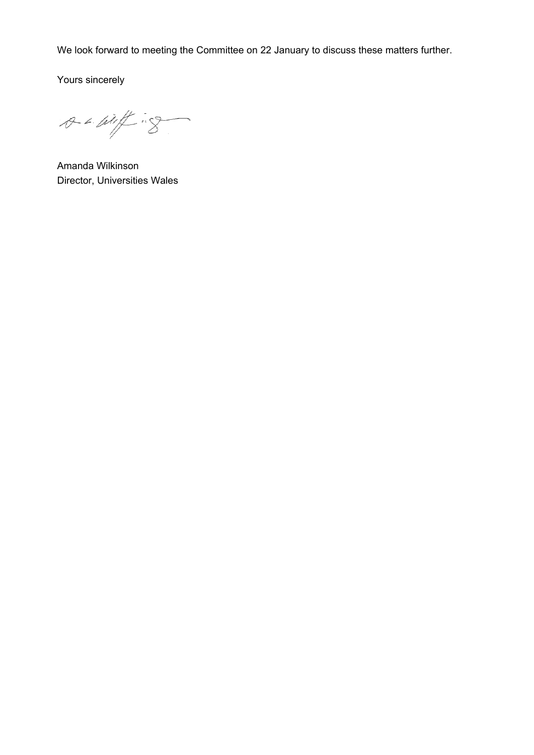We look forward to meeting the Committee on 22 January to discuss these matters further.

Yours sincerely

Amanda Wilkinson
Director, Universities Wales